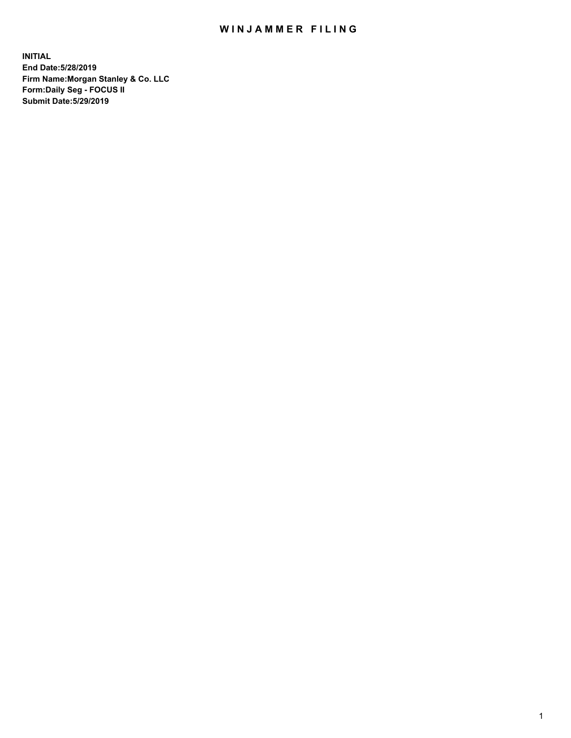# WINJAMMER FILING

**INITIAL**
**End Date:5/28/2019**
**Firm Name:Morgan Stanley & Co. LLC**
**Form:Daily Seg - FOCUS II**
**Submit Date:5/29/2019**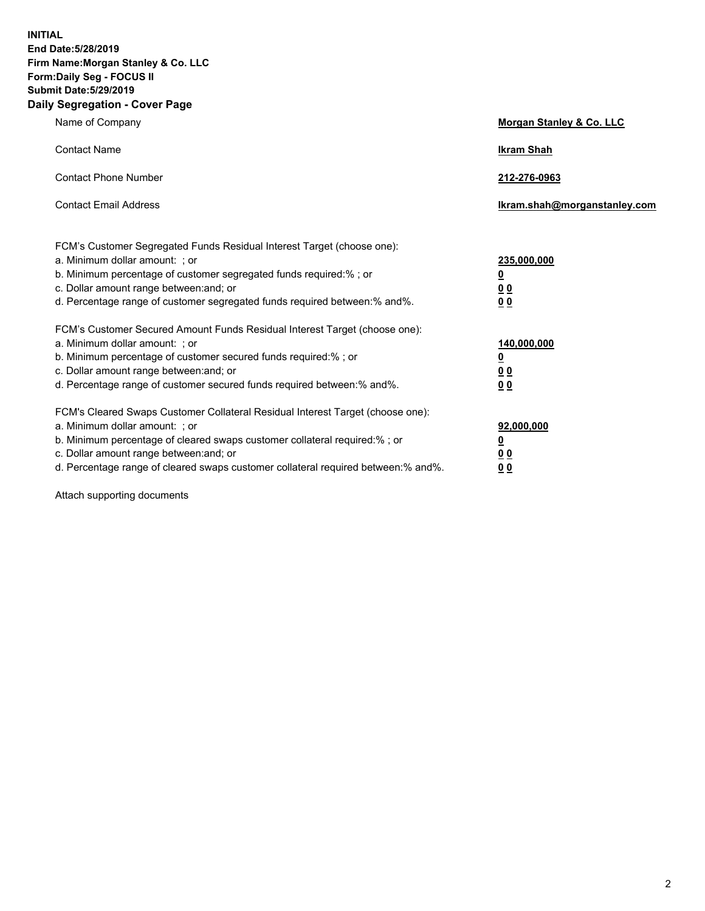**INITIAL**
**End Date:5/28/2019**
**Firm Name:Morgan Stanley & Co. LLC**
**Form:Daily Seg - FOCUS II**
**Submit Date:5/29/2019**
**Daily Segregation - Cover Page**

| | |
|---|---|
| Name of Company | **Morgan Stanley & Co. LLC** |
| Contact Name | **Ikram Shah** |
| Contact Phone Number | **212-276-0963** |
| Contact Email Address | **Ikram.shah@morganstanley.com** |

| | |
|---|---|
| FCM's Customer Segregated Funds Residual Interest Target (choose one): | |
| a. Minimum dollar amount: ; or | **235,000,000** |
| b. Minimum percentage of customer segregated funds required:% ; or | **0** |
| c. Dollar amount range between:and; or | **0 0** |
| d. Percentage range of customer segregated funds required between:% and%. | **0 0** |
| FCM's Customer Secured Amount Funds Residual Interest Target (choose one): | |
| a. Minimum dollar amount: ; or | **140,000,000** |
| b. Minimum percentage of customer secured funds required:% ; or | **0** |
| c. Dollar amount range between:and; or | **0 0** |
| d. Percentage range of customer secured funds required between:% and%. | **0 0** |
| FCM's Cleared Swaps Customer Collateral Residual Interest Target (choose one): | |
| a. Minimum dollar amount: ; or | **92,000,000** |
| b. Minimum percentage of cleared swaps customer collateral required:% ; or | **0** |
| c. Dollar amount range between:and; or | **0 0** |
| d. Percentage range of cleared swaps customer collateral required between:% and%. | **0 0** |

Attach supporting documents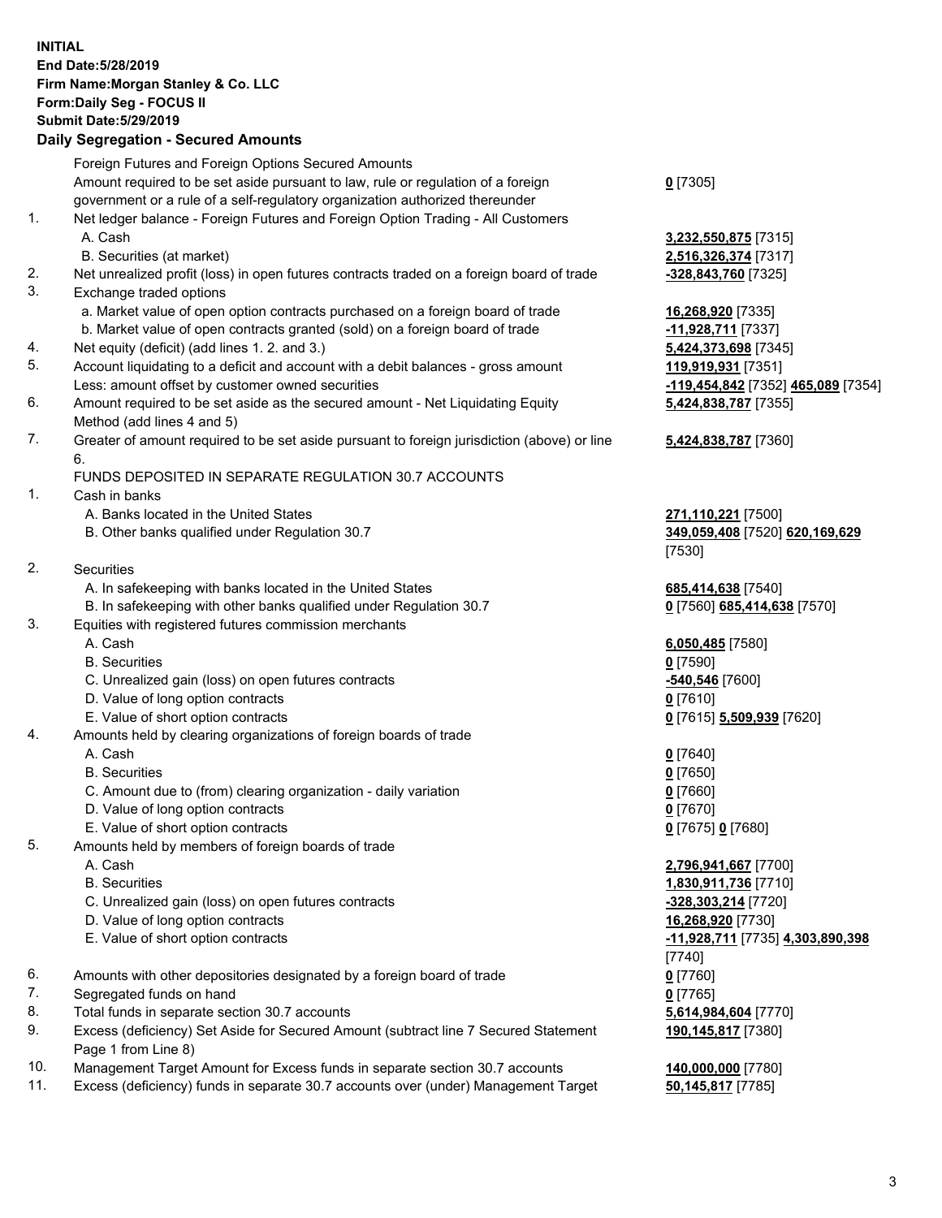**INITIAL**
**End Date:5/28/2019**
**Firm Name:Morgan Stanley & Co. LLC**
**Form:Daily Seg - FOCUS II**
**Submit Date:5/29/2019**

## Daily Segregation - Secured Amounts

| | | |
|---|---|---|
| | Foreign Futures and Foreign Options Secured Amounts | |
| | Amount required to be set aside pursuant to law, rule or regulation of a foreign government or a rule of a self-regulatory organization authorized thereunder | **0** [7305] |
| 1. | Net ledger balance - Foreign Futures and Foreign Option Trading - All Customers | |
| | A. Cash | **3,232,550,875** [7315] |
| | B. Securities (at market) | **2,516,326,374** [7317] |
| 2. | Net unrealized profit (loss) in open futures contracts traded on a foreign board of trade | **-328,843,760** [7325] |
| 3. | Exchange traded options | |
| | a. Market value of open option contracts purchased on a foreign board of trade | **16,268,920** [7335] |
| | b. Market value of open contracts granted (sold) on a foreign board of trade | **-11,928,711** [7337] |
| 4. | Net equity (deficit) (add lines 1. 2. and 3.) | **5,424,373,698** [7345] |
| 5. | Account liquidating to a deficit and account with a debit balances - gross amount | **119,919,931** [7351] |
| | Less: amount offset by customer owned securities | **-119,454,842** [7352] **465,089** [7354] |
| 6. | Amount required to be set aside as the secured amount - Net Liquidating Equity Method (add lines 4 and 5) | **5,424,838,787** [7355] |
| 7. | Greater of amount required to be set aside pursuant to foreign jurisdiction (above) or line 6. | **5,424,838,787** [7360] |
| | FUNDS DEPOSITED IN SEPARATE REGULATION 30.7 ACCOUNTS | |
| 1. | Cash in banks | |
| | A. Banks located in the United States | **271,110,221** [7500] |
| | B. Other banks qualified under Regulation 30.7 | **349,059,408** [7520] **620,169,629** [7530] |
| 2. | Securities | |
| | A. In safekeeping with banks located in the United States | **685,414,638** [7540] |
| | B. In safekeeping with other banks qualified under Regulation 30.7 | **0** [7560] **685,414,638** [7570] |
| 3. | Equities with registered futures commission merchants | |
| | A. Cash | **6,050,485** [7580] |
| | B. Securities | **0** [7590] |
| | C. Unrealized gain (loss) on open futures contracts | **-540,546** [7600] |
| | D. Value of long option contracts | **0** [7610] |
| | E. Value of short option contracts | **0** [7615] **5,509,939** [7620] |
| 4. | Amounts held by clearing organizations of foreign boards of trade | |
| | A. Cash | **0** [7640] |
| | B. Securities | **0** [7650] |
| | C. Amount due to (from) clearing organization - daily variation | **0** [7660] |
| | D. Value of long option contracts | **0** [7670] |
| | E. Value of short option contracts | **0** [7675] **0** [7680] |
| 5. | Amounts held by members of foreign boards of trade | |
| | A. Cash | **2,796,941,667** [7700] |
| | B. Securities | **1,830,911,736** [7710] |
| | C. Unrealized gain (loss) on open futures contracts | **-328,303,214** [7720] |
| | D. Value of long option contracts | **16,268,920** [7730] |
| | E. Value of short option contracts | **-11,928,711** [7735] **4,303,890,398** [7740] |
| 6. | Amounts with other depositories designated by a foreign board of trade | **0** [7760] |
| 7. | Segregated funds on hand | **0** [7765] |
| 8. | Total funds in separate section 30.7 accounts | **5,614,984,604** [7770] |
| 9. | Excess (deficiency) Set Aside for Secured Amount (subtract line 7 Secured Statement Page 1 from Line 8) | **190,145,817** [7380] |
| 10. | Management Target Amount for Excess funds in separate section 30.7 accounts | **140,000,000** [7780] |
| 11. | Excess (deficiency) funds in separate 30.7 accounts over (under) Management Target | **50,145,817** [7785] |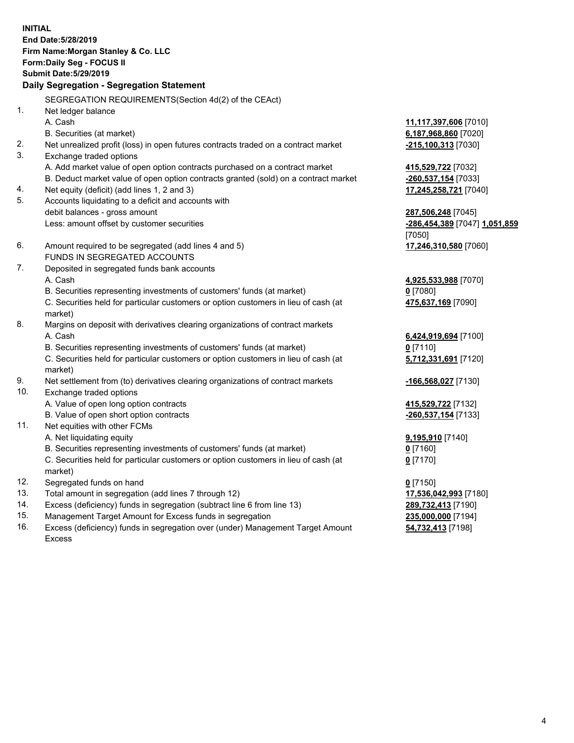**INITIAL**
**End Date:5/28/2019**
**Firm Name:Morgan Stanley & Co. LLC**
**Form:Daily Seg - FOCUS II**
**Submit Date:5/29/2019**

## Daily Segregation - Segregation Statement

SEGREGATION REQUIREMENTS(Section 4d(2) of the CEAct)

| | | |
|---|---|---|
| 1. | Net ledger balance | |
| | A. Cash | **11,117,397,606** [7010] |
| | B. Securities (at market) | **6,187,968,860** [7020] |
| 2. | Net unrealized profit (loss) in open futures contracts traded on a contract market | **-215,100,313** [7030] |
| 3. | Exchange traded options | |
| | A. Add market value of open option contracts purchased on a contract market | **415,529,722** [7032] |
| | B. Deduct market value of open option contracts granted (sold) on a contract market | **-260,537,154** [7033] |
| 4. | Net equity (deficit) (add lines 1, 2 and 3) | **17,245,258,721** [7040] |
| 5. | Accounts liquidating to a deficit and accounts with debit balances - gross amount | **287,506,248** [7045] |
| | Less: amount offset by customer securities | **-286,454,389** [7047] **1,051,859** [7050] |
| 6. | Amount required to be segregated (add lines 4 and 5) | **17,246,310,580** [7060] |
| | FUNDS IN SEGREGATED ACCOUNTS | |
| 7. | Deposited in segregated funds bank accounts | |
| | A. Cash | **4,925,533,988** [7070] |
| | B. Securities representing investments of customers' funds (at market) | **0** [7080] |
| | C. Securities held for particular customers or option customers in lieu of cash (at market) | **475,637,169** [7090] |
| 8. | Margins on deposit with derivatives clearing organizations of contract markets | |
| | A. Cash | **6,424,919,694** [7100] |
| | B. Securities representing investments of customers' funds (at market) | **0** [7110] |
| | C. Securities held for particular customers or option customers in lieu of cash (at market) | **5,712,331,691** [7120] |
| 9. | Net settlement from (to) derivatives clearing organizations of contract markets | **-166,568,027** [7130] |
| 10. | Exchange traded options | |
| | A. Value of open long option contracts | **415,529,722** [7132] |
| | B. Value of open short option contracts | **-260,537,154** [7133] |
| 11. | Net equities with other FCMs | |
| | A. Net liquidating equity | **9,195,910** [7140] |
| | B. Securities representing investments of customers' funds (at market) | **0** [7160] |
| | C. Securities held for particular customers or option customers in lieu of cash (at market) | **0** [7170] |
| 12. | Segregated funds on hand | **0** [7150] |
| 13. | Total amount in segregation (add lines 7 through 12) | **17,536,042,993** [7180] |
| 14. | Excess (deficiency) funds in segregation (subtract line 6 from line 13) | **289,732,413** [7190] |
| 15. | Management Target Amount for Excess funds in segregation | **235,000,000** [7194] |
| 16. | Excess (deficiency) funds in segregation over (under) Management Target Amount Excess | **54,732,413** [7198] |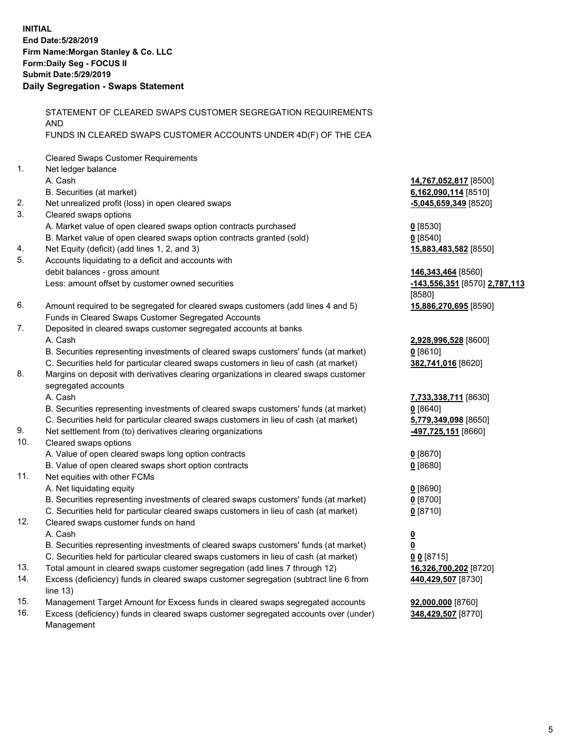**INITIAL**
**End Date:5/28/2019**
**Firm Name:Morgan Stanley & Co. LLC**
**Form:Daily Seg - FOCUS II**
**Submit Date:5/29/2019**
**Daily Segregation - Swaps Statement**

STATEMENT OF CLEARED SWAPS CUSTOMER SEGREGATION REQUIREMENTS AND FUNDS IN CLEARED SWAPS CUSTOMER ACCOUNTS UNDER 4D(F) OF THE CEA

| | | |
|---|---|---|
| | Cleared Swaps Customer Requirements | |
| 1. | Net ledger balance | |
| | A. Cash | **14,767,052,817** [8500] |
| | B. Securities (at market) | **6,162,090,114** [8510] |
| 2. | Net unrealized profit (loss) in open cleared swaps | **-5,045,659,349** [8520] |
| 3. | Cleared swaps options | |
| | A. Market value of open cleared swaps option contracts purchased | **0** [8530] |
| | B. Market value of open cleared swaps option contracts granted (sold) | **0** [8540] |
| 4. | Net Equity (deficit) (add lines 1, 2, and 3) | **15,883,483,582** [8550] |
| 5. | Accounts liquidating to a deficit and accounts with debit balances - gross amount | **146,343,464** [8560] |
| | Less: amount offset by customer owned securities | **-143,556,351** [8570] **2,787,113** [8580] |
| 6. | Amount required to be segregated for cleared swaps customers (add lines 4 and 5) | **15,886,270,695** [8590] |
| | Funds in Cleared Swaps Customer Segregated Accounts | |
| 7. | Deposited in cleared swaps customer segregated accounts at banks | |
| | A. Cash | **2,928,996,528** [8600] |
| | B. Securities representing investments of cleared swaps customers' funds (at market) | **0** [8610] |
| | C. Securities held for particular cleared swaps customers in lieu of cash (at market) | **382,741,016** [8620] |
| 8. | Margins on deposit with derivatives clearing organizations in cleared swaps customer segregated accounts | |
| | A. Cash | **7,733,338,711** [8630] |
| | B. Securities representing investments of cleared swaps customers' funds (at market) | **0** [8640] |
| | C. Securities held for particular cleared swaps customers in lieu of cash (at market) | **5,779,349,098** [8650] |
| 9. | Net settlement from (to) derivatives clearing organizations | **-497,725,151** [8660] |
| 10. | Cleared swaps options | |
| | A. Value of open cleared swaps long option contracts | **0** [8670] |
| | B. Value of open cleared swaps short option contracts | **0** [8680] |
| 11. | Net equities with other FCMs | |
| | A. Net liquidating equity | **0** [8690] |
| | B. Securities representing investments of cleared swaps customers' funds (at market) | **0** [8700] |
| | C. Securities held for particular cleared swaps customers in lieu of cash (at market) | **0** [8710] |
| 12. | Cleared swaps customer funds on hand | |
| | A. Cash | **0** |
| | B. Securities representing investments of cleared swaps customers' funds (at market) | **0** |
| | C. Securities held for particular cleared swaps customers in lieu of cash (at market) | **0** **0** [8715] |
| 13. | Total amount in cleared swaps customer segregation (add lines 7 through 12) | **16,326,700,202** [8720] |
| 14. | Excess (deficiency) funds in cleared swaps customer segregation (subtract line 6 from line 13) | **440,429,507** [8730] |
| 15. | Management Target Amount for Excess funds in cleared swaps segregated accounts | **92,000,000** [8760] |
| 16. | Excess (deficiency) funds in cleared swaps customer segregated accounts over (under) Management | **348,429,507** [8770] |